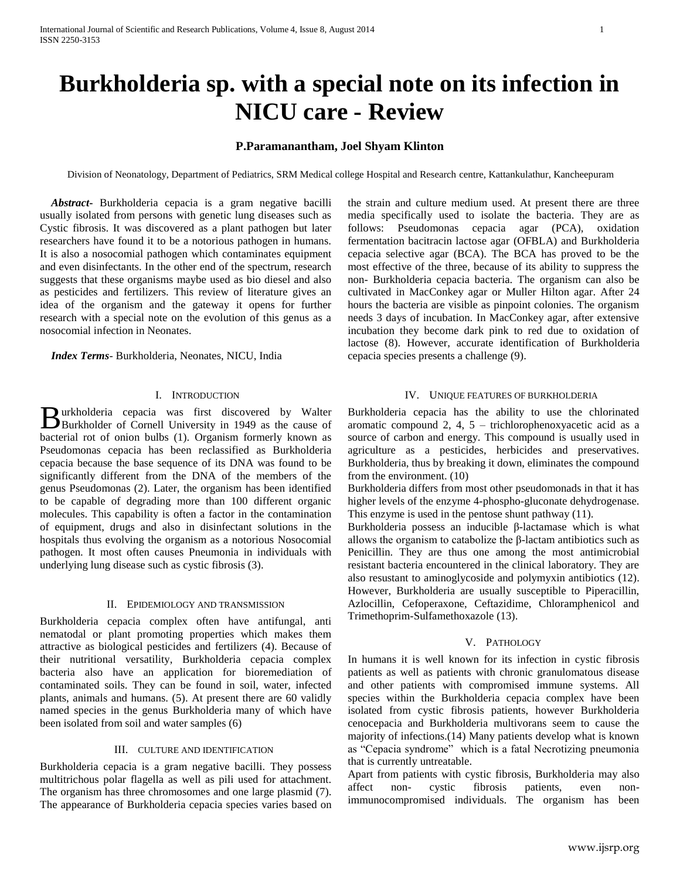# Burkholderia sp. with a special note on its infection in NICU care - Review

**P.Paramanantham, Joel Shyam Klinton**

Division of Neonatology, Department of Pediatrics, SRM Medical college Hospital and Research centre, Kattankulathur, Kancheepuram

***Abstract***- Burkholderia cepacia is a gram negative bacilli usually isolated from persons with genetic lung diseases such as Cystic fibrosis. It was discovered as a plant pathogen but later researchers have found it to be a notorious pathogen in humans. It is also a nosocomial pathogen which contaminates equipment and even disinfectants. In the other end of the spectrum, research suggests that these organisms maybe used as bio diesel and also as pesticides and fertilizers. This review of literature gives an idea of the organism and the gateway it opens for further research with a special note on the evolution of this genus as a nosocomial infection in Neonates.

***Index Terms***- Burkholderia, Neonates, NICU, India

## I. Introduction

Burkholderia cepacia was first discovered by Walter Burkholder of Cornell University in 1949 as the cause of bacterial rot of onion bulbs (1). Organism formerly known as Pseudomonas cepacia has been reclassified as Burkholderia cepacia because the base sequence of its DNA was found to be significantly different from the DNA of the members of the genus Pseudomonas (2). Later, the organism has been identified to be capable of degrading more than 100 different organic molecules. This capability is often a factor in the contamination of equipment, drugs and also in disinfectant solutions in the hospitals thus evolving the organism as a notorious Nosocomial pathogen. It most often causes Pneumonia in individuals with underlying lung disease such as cystic fibrosis (3).

## II. Epidemiology and transmission

Burkholderia cepacia complex often have antifungal, anti nematodal or plant promoting properties which makes them attractive as biological pesticides and fertilizers (4). Because of their nutritional versatility, Burkholderia cepacia complex bacteria also have an application for bioremediation of contaminated soils. They can be found in soil, water, infected plants, animals and humans. (5). At present there are 60 validly named species in the genus Burkholderia many of which have been isolated from soil and water samples (6)

## III. Culture and identification

Burkholderia cepacia is a gram negative bacilli. They possess multitrichous polar flagella as well as pili used for attachment. The organism has three chromosomes and one large plasmid (7). The appearance of Burkholderia cepacia species varies based on the strain and culture medium used. At present there are three media specifically used to isolate the bacteria. They are as follows: Pseudomonas cepacia agar (PCA), oxidation fermentation bacitracin lactose agar (OFBLA) and Burkholderia cepacia selective agar (BCA). The BCA has proved to be the most effective of the three, because of its ability to suppress the non- Burkholderia cepacia bacteria. The organism can also be cultivated in MacConkey agar or Muller Hilton agar. After 24 hours the bacteria are visible as pinpoint colonies. The organism needs 3 days of incubation. In MacConkey agar, after extensive incubation they become dark pink to red due to oxidation of lactose (8). However, accurate identification of Burkholderia cepacia species presents a challenge (9).

## IV. Unique features of burkholderia

Burkholderia cepacia has the ability to use the chlorinated aromatic compound 2, 4, 5 – trichlorophenoxyacetic acid as a source of carbon and energy. This compound is usually used in agriculture as a pesticides, herbicides and preservatives. Burkholderia, thus by breaking it down, eliminates the compound from the environment. (10)

Burkholderia differs from most other pseudomonads in that it has higher levels of the enzyme 4-phospho-gluconate dehydrogenase. This enzyme is used in the pentose shunt pathway (11).

Burkholderia possess an inducible β-lactamase which is what allows the organism to catabolize the β-lactam antibiotics such as Penicillin. They are thus one among the most antimicrobial resistant bacteria encountered in the clinical laboratory. They are also resustant to aminoglycoside and polymyxin antibiotics (12). However, Burkholderia are usually susceptible to Piperacillin, Azlocillin, Cefoperaxone, Ceftazidime, Chloramphenicol and Trimethoprim-Sulfamethoxazole (13).

## V. Pathology

In humans it is well known for its infection in cystic fibrosis patients as well as patients with chronic granulomatous disease and other patients with compromised immune systems. All species within the Burkholderia cepacia complex have been isolated from cystic fibrosis patients, however Burkholderia cenocepacia and Burkholderia multivorans seem to cause the majority of infections.(14) Many patients develop what is known as "Cepacia syndrome" which is a fatal Necrotizing pneumonia that is currently untreatable.

Apart from patients with cystic fibrosis, Burkholderia may also affect non- cystic fibrosis patients, even non-immunocompromised individuals. The organism has been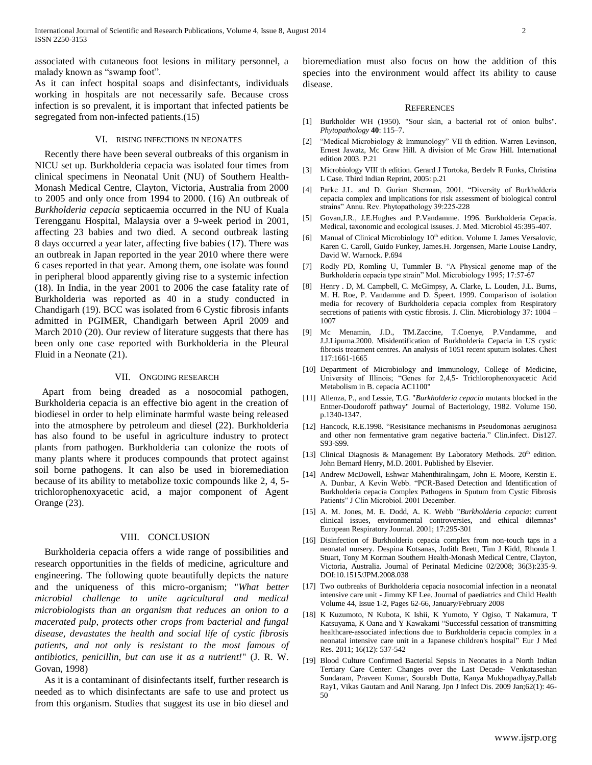associated with cutaneous foot lesions in military personnel, a malady known as "swamp foot".

As it can infect hospital soaps and disinfectants, individuals working in hospitals are not necessarily safe. Because cross infection is so prevalent, it is important that infected patients be segregated from non-infected patients.(15)

## VI. Rising Infections in Neonates

Recently there have been several outbreaks of this organism in NICU set up. Burkholderia cepacia was isolated four times from clinical specimens in Neonatal Unit (NU) of Southern Health-Monash Medical Centre, Clayton, Victoria, Australia from 2000 to 2005 and only once from 1994 to 2000. (16) An outbreak of *Burkholderia cepacia* septicaemia occurred in the NU of Kuala Terengganu Hospital, Malaysia over a 9-week period in 2001, affecting 23 babies and two died. A second outbreak lasting 8 days occurred a year later, affecting five babies (17). There was an outbreak in Japan reported in the year 2010 where there were 6 cases reported in that year. Among them, one isolate was found in peripheral blood apparently giving rise to a systemic infection (18). In India, in the year 2001 to 2006 the case fatality rate of Burkholderia was reported as 40 in a study conducted in Chandigarh (19). BCC was isolated from 6 Cystic fibrosis infants admitted in PGIMER, Chandigarh between April 2009 and March 2010 (20). Our review of literature suggests that there has been only one case reported with Burkholderia in the Pleural Fluid in a Neonate (21).

## VII. Ongoing Research

Apart from being dreaded as a nosocomial pathogen, Burkholderia cepacia is an effective bio agent in the creation of biodiesel in order to help eliminate harmful waste being released into the atmosphere by petroleum and diesel (22). Burkholderia has also found to be useful in agriculture industry to protect plants from pathogen. Burkholderia can colonize the roots of many plants where it produces compounds that protect against soil borne pathogens. It can also be used in bioremediation because of its ability to metabolize toxic compounds like 2, 4, 5-trichlorophenoxyacetic acid, a major component of Agent Orange (23).

## VIII. Conclusion

Burkholderia cepacia offers a wide range of possibilities and research opportunities in the fields of medicine, agriculture and engineering. The following quote beautifully depicts the nature and the uniqueness of this micro-organism; "*What better microbial challenge to unite agricultural and medical microbiologists than an organism that reduces an onion to a macerated pulp, protects other crops from bacterial and fungal disease, devastates the health and social life of cystic fibrosis patients, and not only is resistant to the most famous of antibiotics, penicillin, but can use it as a nutrient!*" (J. R. W. Govan, 1998)

As it is a contaminant of disinfectants itself, further research is needed as to which disinfectants are safe to use and protect us from this organism. Studies that suggest its use in bio diesel and bioremediation must also focus on how the addition of this species into the environment would affect its ability to cause disease.

## References

[1] Burkholder WH (1950). "Sour skin, a bacterial rot of onion bulbs". *Phytopathology* **40**: 115–7.

[2] "Medical Microbiology & Immunology" VII th edition. Warren Levinson, Ernest Jawatz, Mc Graw Hill. A division of Mc Graw Hill. International edition 2003. P.21

[3] Microbiology VIII th edition. Gerard J Tortoka, Berdelv R Funks, Christina L Case. Third Indian Reprint, 2005: p.21

[4] Parke J.L. and D. Gurian Sherman, 2001. "Diversity of Burkholderia cepacia complex and implications for risk assessment of biological control strains" Annu. Rev. Phytopathology 39:225-228

[5] Govan,J.R., J.E.Hughes and P.Vandamme. 1996. Burkholderia Cepacia. Medical, taxonomic and ecological issuses. J. Med. Microbiol 45:395-407.

[6] Manual of Clinical Microbiology 10th edition. Volume I. James Versalovic, Karen C. Caroll, Guido Funkey, James.H. Jorgensen, Marie Louise Landry, David W. Warnock. P.694

[7] Rodly PD, Romling U, Tummler B. "A Physical genome map of the Burkholderia cepacia type strain" Mol. Microbiology 1995; 17:57-67

[8] Henry . D, M. Campbell, C. McGimpsy, A. Clarke, L. Louden, J.L. Burns, M. H. Roe, P. Vandamme and D. Speert. 1999. Comparison of isolation media for recovery of Burkholderia cepacia complex from Respiratory secretions of patients with cystic fibrosis. J. Clin. Microbiology 37: 1004 – 1007

[9] Mc Menamin, J.D., TM.Zaccine, T.Coenye, P.Vandamme, and J.J.Lipuma.2000. Misidentification of Burkholderia Cepacia in US cystic fibrosis treatment centres. An analysis of 1051 recent sputum isolates. Chest 117:1661-1665

[10] Department of Microbiology and Immunology, College of Medicine, University of Illinois; "Genes for 2,4,5- Trichlorophenoxyacetic Acid Metabolism in B. cepacia AC1100"

[11] Allenza, P., and Lessie, T.G. "*Burkholderia cepacia* mutants blocked in the Entner-Doudoroff pathway" Journal of Bacteriology, 1982. Volume 150. p.1340-1347.

[12] Hancock, R.E.1998. "Resisitance mechanisms in Pseudomonas aeruginosa and other non fermentative gram negative bacteria." Clin.infect. Dis127. S93-S99.

[13] Clinical Diagnosis & Management By Laboratory Methods. 20th edition. John Bernard Henry, M.D. 2001. Published by Elsevier.

[14] Andrew McDowell, Eshwar Mahenthiralingam, John E. Moore, Kerstin E. A. Dunbar, A Kevin Webb. "PCR-Based Detection and Identification of Burkholderia cepacia Complex Pathogens in Sputum from Cystic Fibrosis Patients" J Clin Microbiol. 2001 December.

[15] A. M. Jones, M. E. Dodd, A. K. Webb "*Burkholderia cepacia*: current clinical issues, environmental controversies, and ethical dilemnas" European Respiratory Journal. 2001; 17:295-301

[16] Disinfection of Burkholderia cepacia complex from non-touch taps in a neonatal nursery. Despina Kotsanas, Judith Brett, Tim J Kidd, Rhonda L Stuart, Tony M Korman Southern Health-Monash Medical Centre, Clayton, Victoria, Australia. Journal of Perinatal Medicine 02/2008; 36(3):235-9. DOI:10.1515/JPM.2008.038

[17] Two outbreaks of Burkholderia cepacia nosocomial infection in a neonatal intensive care unit - Jimmy KF Lee. Journal of paediatrics and Child Health Volume 44, Issue 1-2, Pages 62-66, January/February 2008

[18] K Kuzumoto, N Kubota, K Ishii, K Yumoto, Y Ogiso, T Nakamura, T Katsuyama, K Oana and Y Kawakami "Successful cessation of transmitting healthcare-associated infections due to Burkholderia cepacia complex in a neonatal intensive care unit in a Japanese children's hospital" Eur J Med Res. 2011; 16(12): 537-542

[19] Blood Culture Confirmed Bacterial Sepsis in Neonates in a North Indian Tertiary Care Center: Changes over the Last Decade- Venkataseshan Sundaram, Praveen Kumar, Sourabh Dutta, Kanya Mukhopadhyay,Pallab Ray1, Vikas Gautam and Anil Narang. Jpn J Infect Dis. 2009 Jan;62(1): 46-50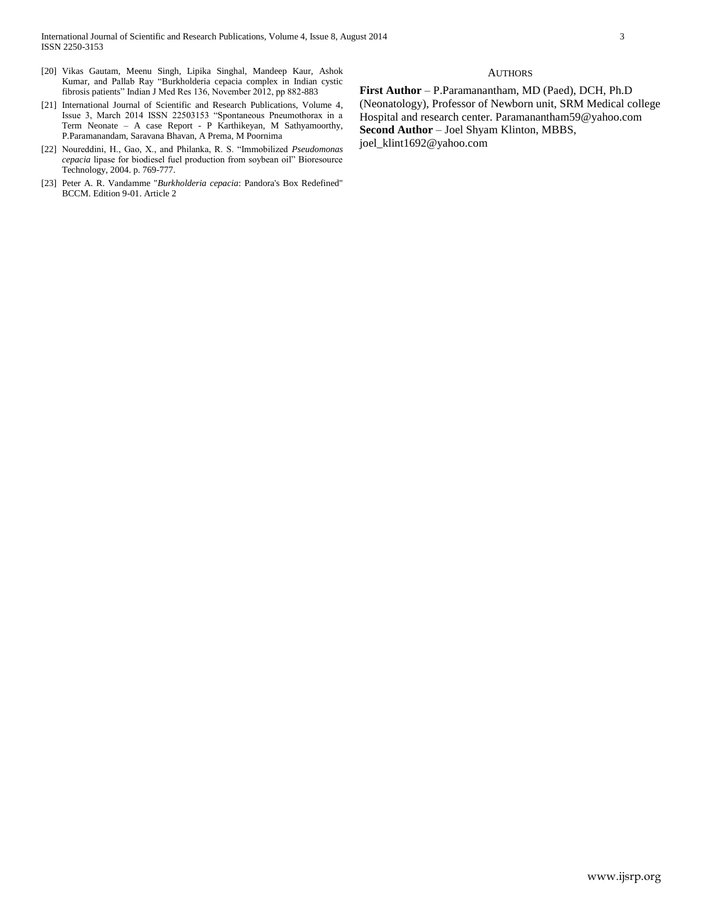[20] Vikas Gautam, Meenu Singh, Lipika Singhal, Mandeep Kaur, Ashok Kumar, and Pallab Ray "Burkholderia cepacia complex in Indian cystic fibrosis patients" Indian J Med Res 136, November 2012, pp 882-883

[21] International Journal of Scientific and Research Publications, Volume 4, Issue 3, March 2014 ISSN 22503153 "Spontaneous Pneumothorax in a Term Neonate – A case Report - P Karthikeyan, M Sathyamoorthy, P.Paramanandam, Saravana Bhavan, A Prema, M Poornima

[22] Noureddini, H., Gao, X., and Philanka, R. S. "Immobilized *Pseudomonas cepacia* lipase for biodiesel fuel production from soybean oil" Bioresource Technology, 2004. p. 769-777.

[23] Peter A. R. Vandamme "*Burkholderia cepacia*: Pandora's Box Redefined" BCCM. Edition 9-01. Article 2

## Authors

**First Author** – P.Paramanantham, MD (Paed), DCH, Ph.D (Neonatology), Professor of Newborn unit, SRM Medical college Hospital and research center. Paramanantham59@yahoo.com

**Second Author** – Joel Shyam Klinton, MBBS, joel_klint1692@yahoo.com